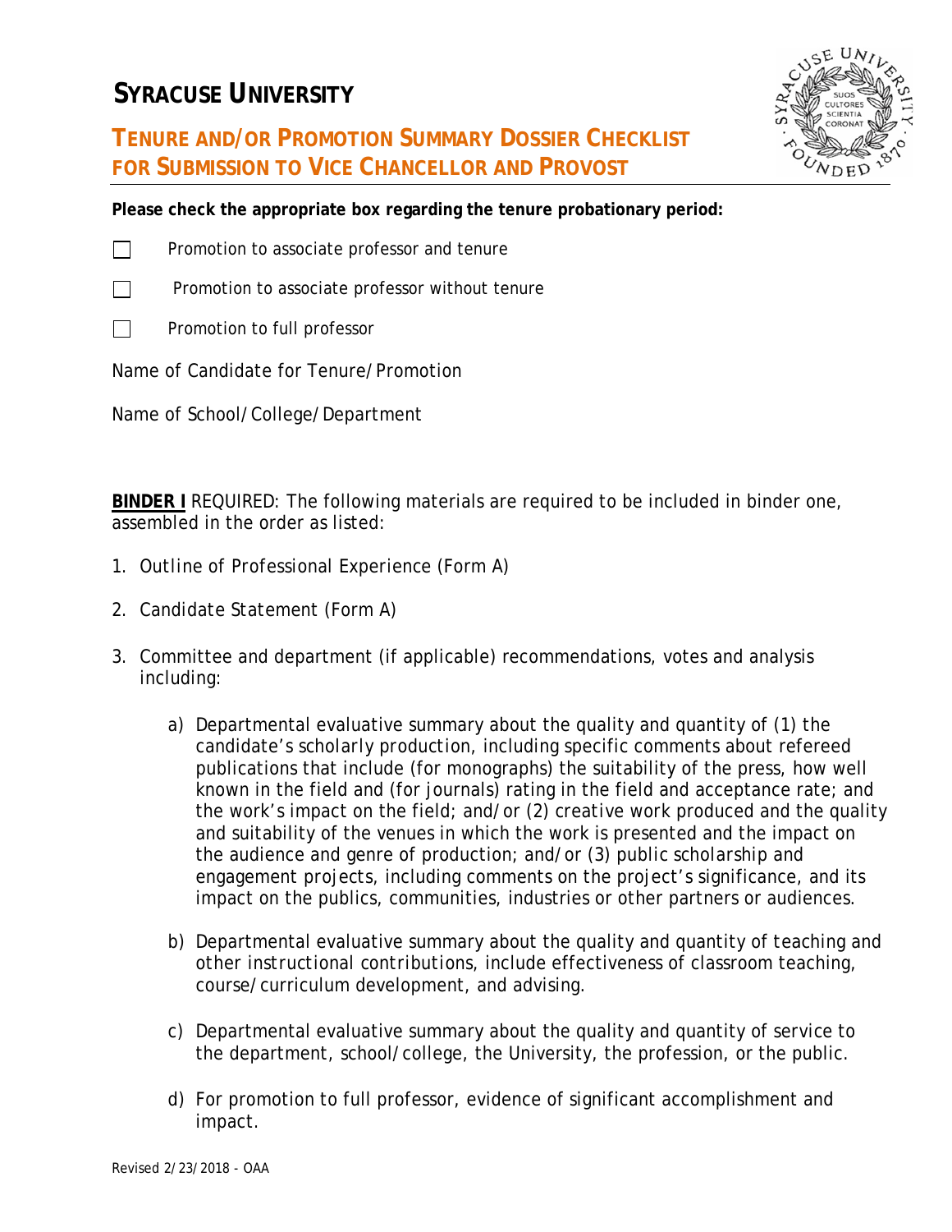# SYRACUSE UNIVERSITY

## TENURE AND/OR PROMOTION SUMMARY DOSSIER CHECKLIST FOR SUBMISSION TO VICE CHANCELLOR AND PROVOST

**Please check the appropriate box regarding the tenure probationary period:**

☐ Promotion to associate professor and tenure

☐ Promotion to associate professor without tenure

☐ Promotion to full professor

Name of Candidate for Tenure/Promotion

Name of School/College/Department

**BINDER I** REQUIRED: The following materials are required to be included in binder one, assembled in the order as listed:

1. Outline of Professional Experience (Form A)

2. Candidate Statement (Form A)

3. Committee and department (if applicable) recommendations, votes and analysis including:

    a) Departmental evaluative summary about the quality and quantity of (1) the candidate's scholarly production, including specific comments about refereed publications that include (for monographs) the suitability of the press, how well known in the field and (for journals) rating in the field and acceptance rate; and the work's impact on the field; and/or (2) creative work produced and the quality and suitability of the venues in which the work is presented and the impact on the audience and genre of production; and/or (3) public scholarship and engagement projects, including comments on the project's significance, and its impact on the publics, communities, industries or other partners or audiences.

    b) Departmental evaluative summary about the quality and quantity of teaching and other instructional contributions, include effectiveness of classroom teaching, course/curriculum development, and advising.

    c) Departmental evaluative summary about the quality and quantity of service to the department, school/college, the University, the profession, or the public.

    d) For promotion to full professor, evidence of significant accomplishment and impact.

Revised 2/23/2018 - OAA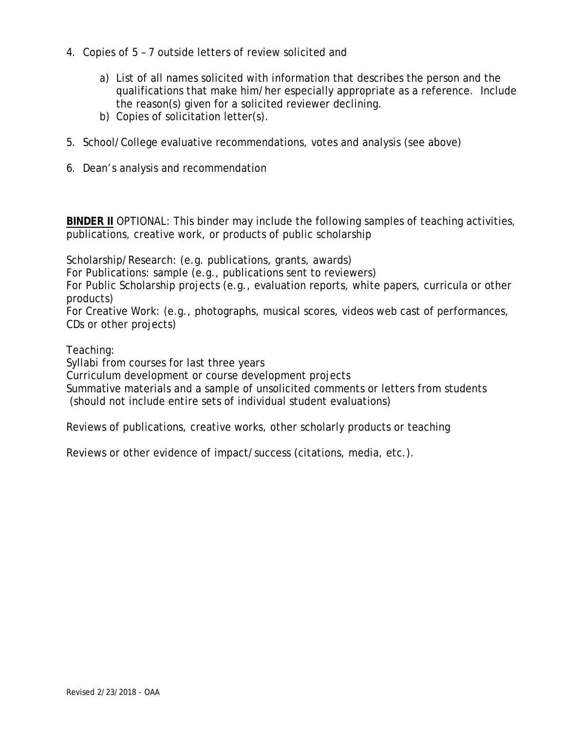4. Copies of 5 – 7 outside letters of review solicited and

    a) List of all names solicited with information that describes the person and the qualifications that make him/her especially appropriate as a reference. Include the reason(s) given for a solicited reviewer declining.
    b) Copies of solicitation letter(s).

5. School/College evaluative recommendations, votes and analysis (see above)

6. Dean's analysis and recommendation

**BINDER II** OPTIONAL: This binder may include the following samples of teaching activities, publications, creative work, or products of public scholarship

Scholarship/Research: (e.g. publications, grants, awards)
For Publications: sample (e.g., publications sent to reviewers)
For Public Scholarship projects (e.g., evaluation reports, white papers, curricula or other products)
For Creative Work: (e.g., photographs, musical scores, videos web cast of performances, CDs or other projects)

Teaching:
Syllabi from courses for last three years
Curriculum development or course development projects
Summative materials and a sample of unsolicited comments or letters from students (should not include entire sets of individual student evaluations)

Reviews of publications, creative works, other scholarly products or teaching

Reviews or other evidence of impact/success (citations, media, etc.).

Revised 2/23/2018 - OAA